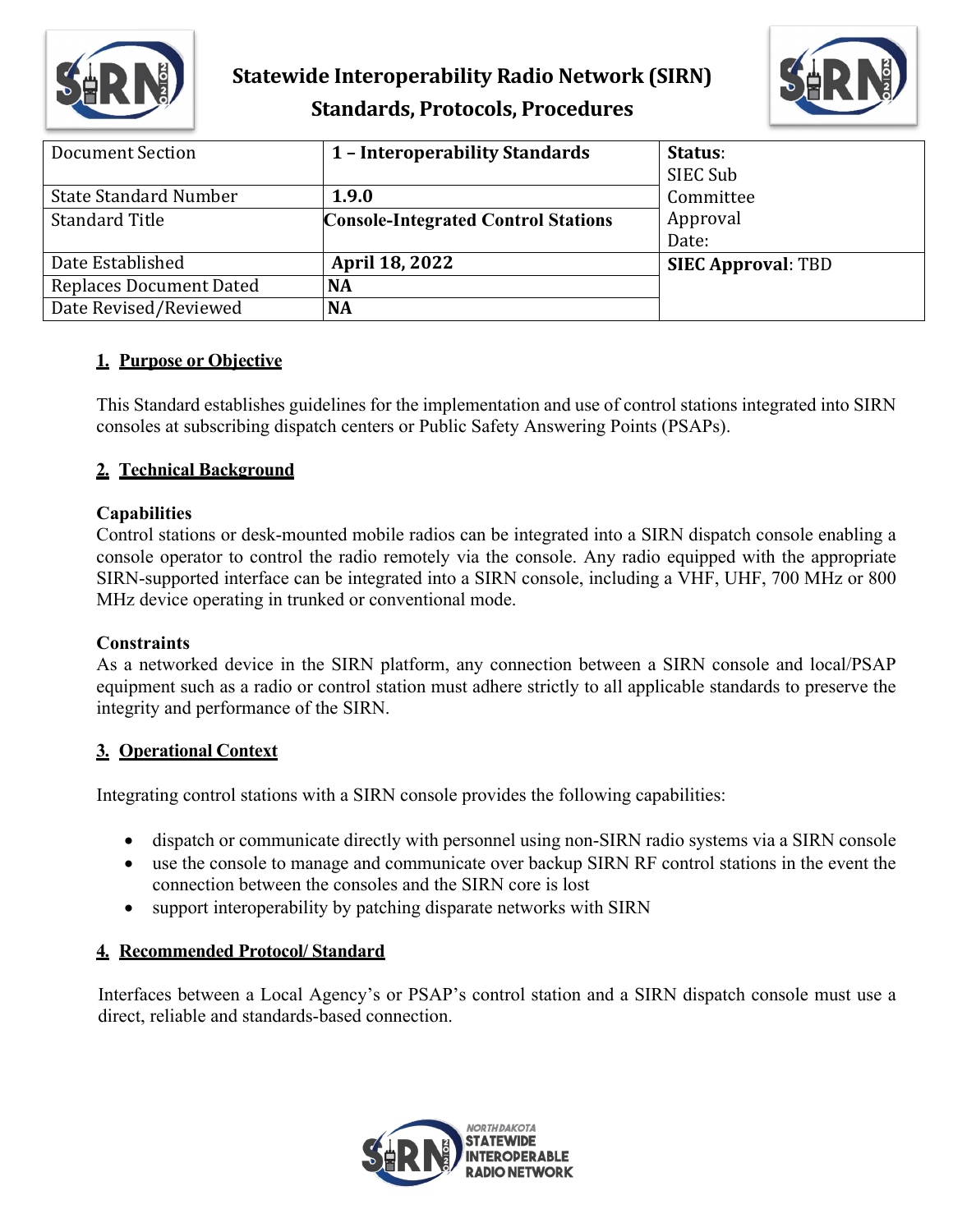# Statewide Interoperability Radio Network (SIRN)
## Standards, Protocols, Procedures

| Document Section | **1 – Interoperability Standards** | **Status**: SIEC Sub Committee Approval Date: |
|---|---|---|
| State Standard Number | **1.9.0** | |
| Standard Title | **Console-Integrated Control Stations** | |
| Date Established | **April 18, 2022** | **SIEC Approval**: TBD |
| Replaces Document Dated | **NA** | |
| Date Revised/Reviewed | **NA** | |

### 1. Purpose or Objective

This Standard establishes guidelines for the implementation and use of control stations integrated into SIRN consoles at subscribing dispatch centers or Public Safety Answering Points (PSAPs).

### 2. Technical Background

**Capabilities**
Control stations or desk-mounted mobile radios can be integrated into a SIRN dispatch console enabling a console operator to control the radio remotely via the console. Any radio equipped with the appropriate SIRN-supported interface can be integrated into a SIRN console, including a VHF, UHF, 700 MHz or 800 MHz device operating in trunked or conventional mode.

**Constraints**
As a networked device in the SIRN platform, any connection between a SIRN console and local/PSAP equipment such as a radio or control station must adhere strictly to all applicable standards to preserve the integrity and performance of the SIRN.

### 3. Operational Context

Integrating control stations with a SIRN console provides the following capabilities:

- dispatch or communicate directly with personnel using non-SIRN radio systems via a SIRN console
- use the console to manage and communicate over backup SIRN RF control stations in the event the connection between the consoles and the SIRN core is lost
- support interoperability by patching disparate networks with SIRN

### 4. Recommended Protocol/ Standard

Interfaces between a Local Agency's or PSAP's control station and a SIRN dispatch console must use a direct, reliable and standards-based connection.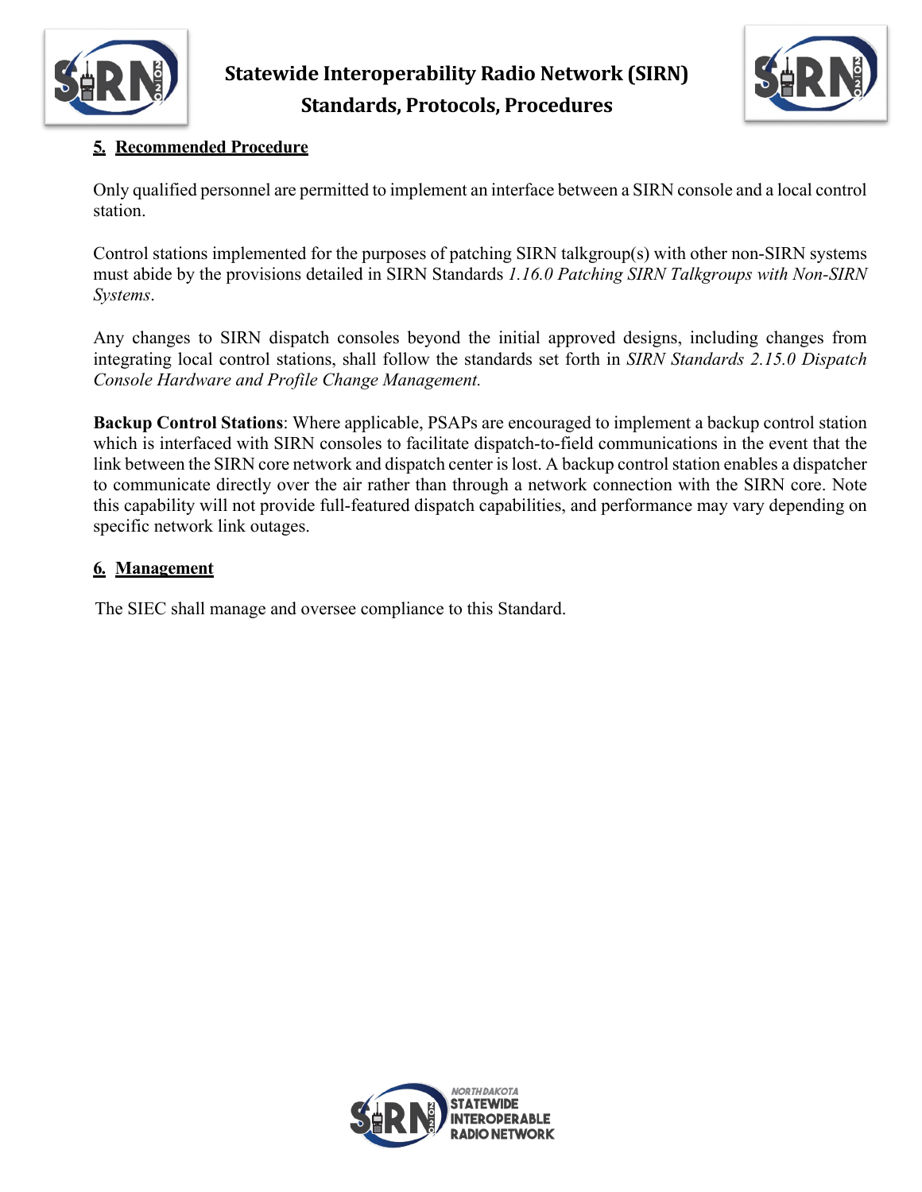## 5. Recommended Procedure

Only qualified personnel are permitted to implement an interface between a SIRN console and a local control station.

Control stations implemented for the purposes of patching SIRN talkgroup(s) with other non-SIRN systems must abide by the provisions detailed in SIRN Standards *1.16.0 Patching SIRN Talkgroups with Non-SIRN Systems*.

Any changes to SIRN dispatch consoles beyond the initial approved designs, including changes from integrating local control stations, shall follow the standards set forth in *SIRN Standards 2.15.0 Dispatch Console Hardware and Profile Change Management.*

**Backup Control Stations**: Where applicable, PSAPs are encouraged to implement a backup control station which is interfaced with SIRN consoles to facilitate dispatch-to-field communications in the event that the link between the SIRN core network and dispatch center is lost. A backup control station enables a dispatcher to communicate directly over the air rather than through a network connection with the SIRN core. Note this capability will not provide full-featured dispatch capabilities, and performance may vary depending on specific network link outages.

## 6. Management

The SIEC shall manage and oversee compliance to this Standard.